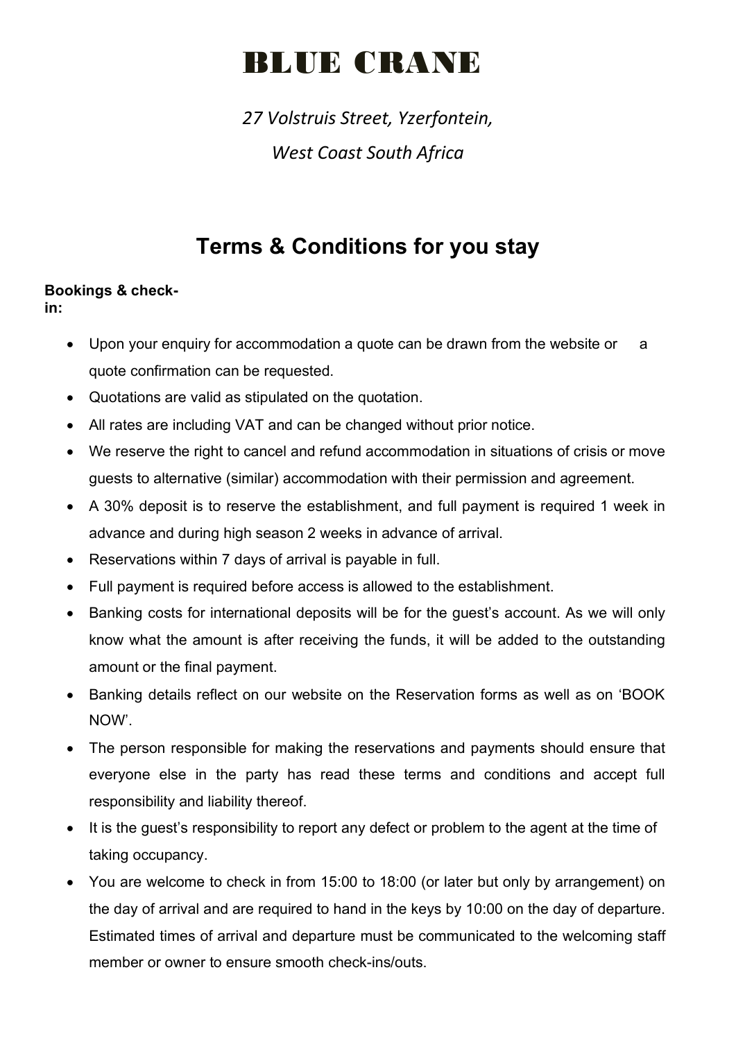# BLUE CRANE

*27 Volstruis Street, Yzerfontein,*

*West Coast South Africa*

## Terms & Conditions for you stay

**Bookings & check-in:**

- Upon your enquiry for accommodation a quote can be drawn from the website or a quote confirmation can be requested.
- Quotations are valid as stipulated on the quotation.
- All rates are including VAT and can be changed without prior notice.
- We reserve the right to cancel and refund accommodation in situations of crisis or move guests to alternative (similar) accommodation with their permission and agreement.
- A 30% deposit is to reserve the establishment, and full payment is required 1 week in advance and during high season 2 weeks in advance of arrival.
- Reservations within 7 days of arrival is payable in full.
- Full payment is required before access is allowed to the establishment.
- Banking costs for international deposits will be for the guest's account. As we will only know what the amount is after receiving the funds, it will be added to the outstanding amount or the final payment.
- Banking details reflect on our website on the Reservation forms as well as on 'BOOK NOW'.
- The person responsible for making the reservations and payments should ensure that everyone else in the party has read these terms and conditions and accept full responsibility and liability thereof.
- It is the guest's responsibility to report any defect or problem to the agent at the time of taking occupancy.
- You are welcome to check in from 15:00 to 18:00 (or later but only by arrangement) on the day of arrival and are required to hand in the keys by 10:00 on the day of departure. Estimated times of arrival and departure must be communicated to the welcoming staff member or owner to ensure smooth check-ins/outs.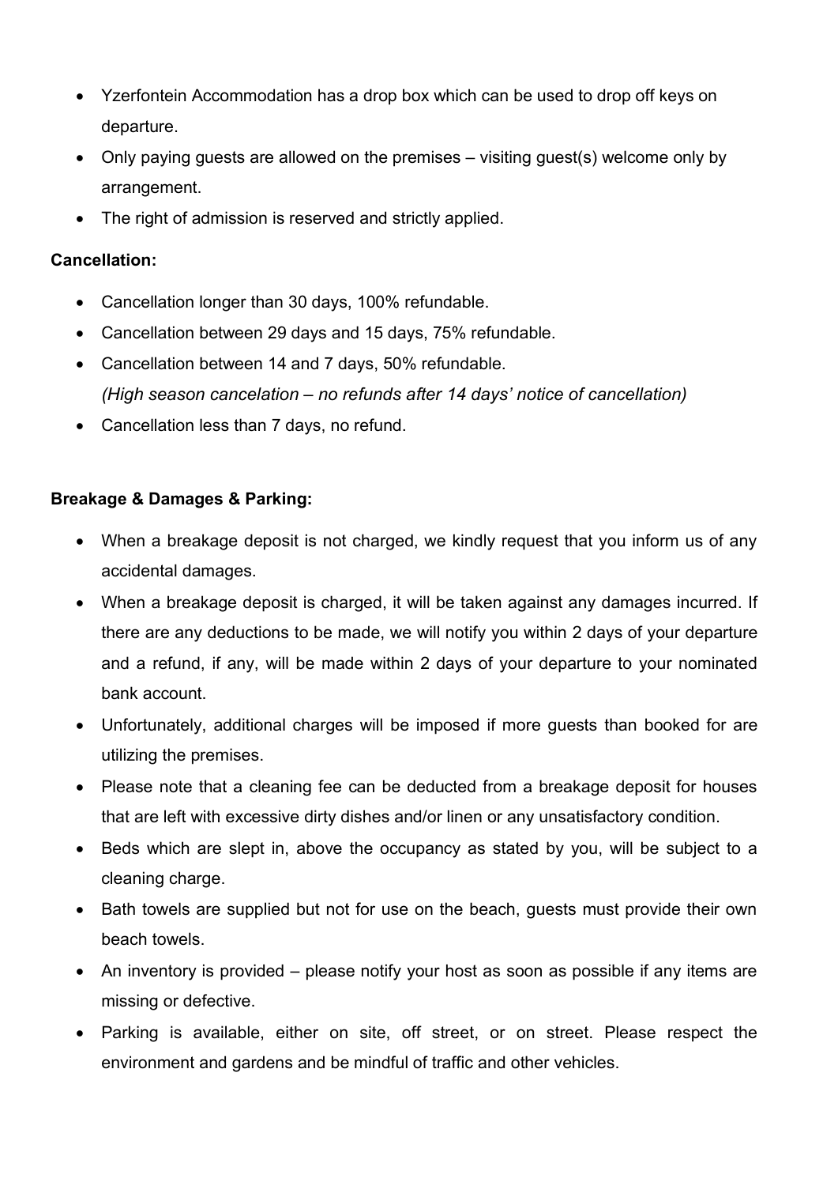- Yzerfontein Accommodation has a drop box which can be used to drop off keys on departure.
- Only paying guests are allowed on the premises – visiting guest(s) welcome only by arrangement.
- The right of admission is reserved and strictly applied.

**Cancellation:**

- Cancellation longer than 30 days, 100% refundable.
- Cancellation between 29 days and 15 days, 75% refundable.
- Cancellation between 14 and 7 days, 50% refundable.
  *(High season cancelation – no refunds after 14 days' notice of cancellation)*
- Cancellation less than 7 days, no refund.

**Breakage & Damages & Parking:**

- When a breakage deposit is not charged, we kindly request that you inform us of any accidental damages.
- When a breakage deposit is charged, it will be taken against any damages incurred. If there are any deductions to be made, we will notify you within 2 days of your departure and a refund, if any, will be made within 2 days of your departure to your nominated bank account.
- Unfortunately, additional charges will be imposed if more guests than booked for are utilizing the premises.
- Please note that a cleaning fee can be deducted from a breakage deposit for houses that are left with excessive dirty dishes and/or linen or any unsatisfactory condition.
- Beds which are slept in, above the occupancy as stated by you, will be subject to a cleaning charge.
- Bath towels are supplied but not for use on the beach, guests must provide their own beach towels.
- An inventory is provided – please notify your host as soon as possible if any items are missing or defective.
- Parking is available, either on site, off street, or on street. Please respect the environment and gardens and be mindful of traffic and other vehicles.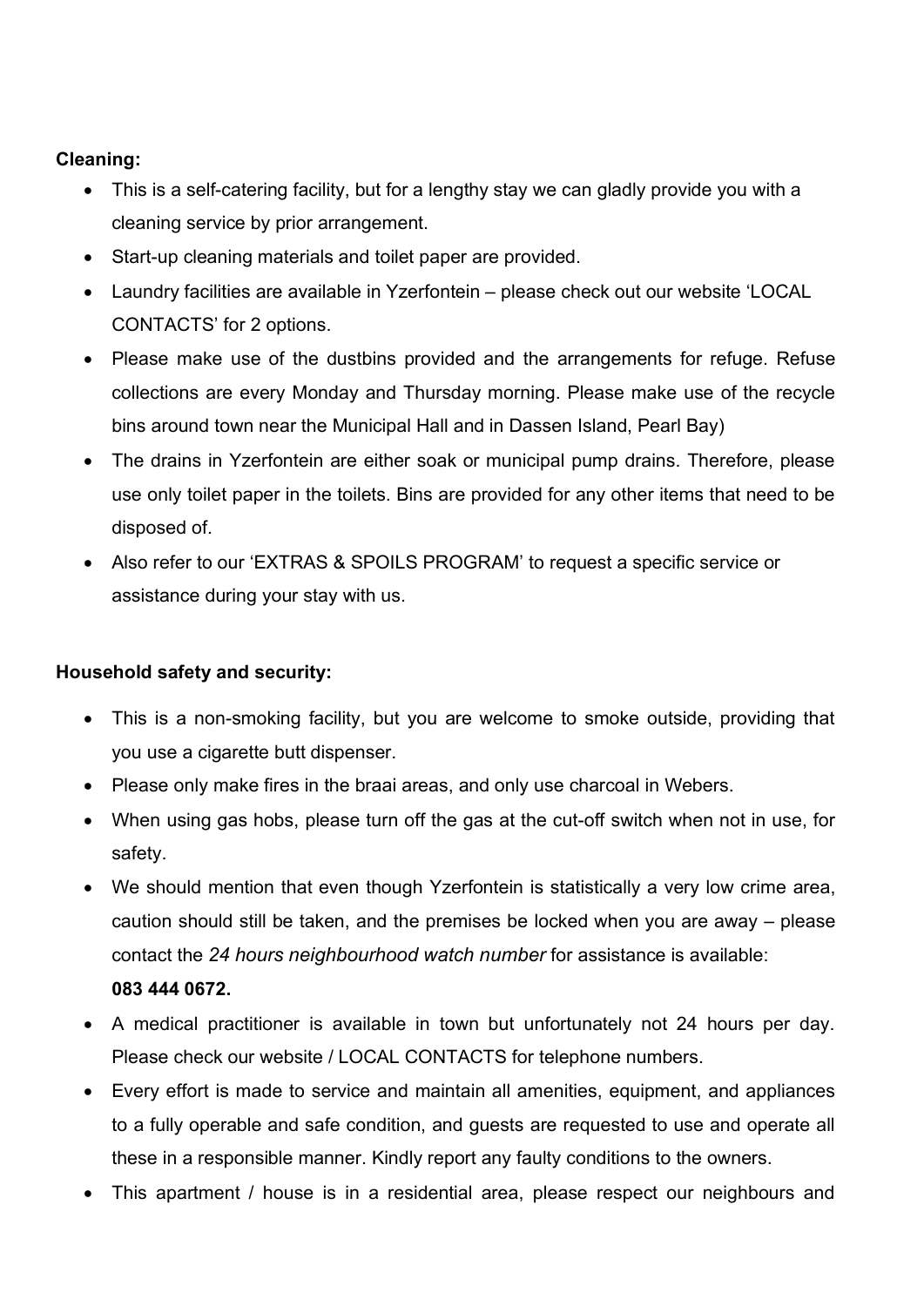**Cleaning:**

- This is a self-catering facility, but for a lengthy stay we can gladly provide you with a cleaning service by prior arrangement.
- Start-up cleaning materials and toilet paper are provided.
- Laundry facilities are available in Yzerfontein – please check out our website 'LOCAL CONTACTS' for 2 options.
- Please make use of the dustbins provided and the arrangements for refuge. Refuse collections are every Monday and Thursday morning. Please make use of the recycle bins around town near the Municipal Hall and in Dassen Island, Pearl Bay)
- The drains in Yzerfontein are either soak or municipal pump drains. Therefore, please use only toilet paper in the toilets. Bins are provided for any other items that need to be disposed of.
- Also refer to our 'EXTRAS & SPOILS PROGRAM' to request a specific service or assistance during your stay with us.

**Household safety and security:**

- This is a non-smoking facility, but you are welcome to smoke outside, providing that you use a cigarette butt dispenser.
- Please only make fires in the braai areas, and only use charcoal in Webers.
- When using gas hobs, please turn off the gas at the cut-off switch when not in use, for safety.
- We should mention that even though Yzerfontein is statistically a very low crime area, caution should still be taken, and the premises be locked when you are away – please contact the *24 hours neighbourhood watch number* for assistance is available: **083 444 0672.**
- A medical practitioner is available in town but unfortunately not 24 hours per day. Please check our website / LOCAL CONTACTS for telephone numbers.
- Every effort is made to service and maintain all amenities, equipment, and appliances to a fully operable and safe condition, and guests are requested to use and operate all these in a responsible manner. Kindly report any faulty conditions to the owners.
- This apartment / house is in a residential area, please respect our neighbours and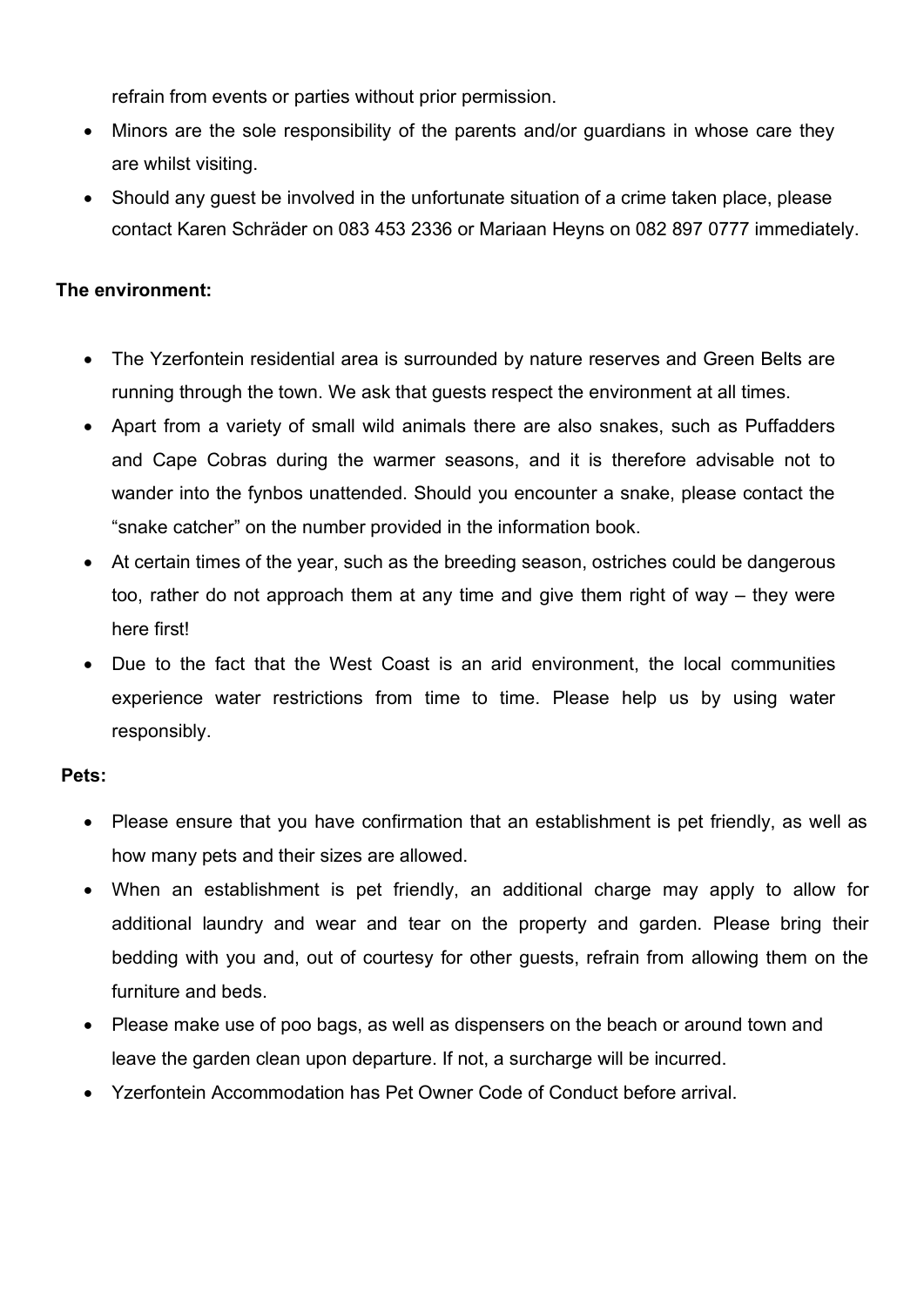refrain from events or parties without prior permission.

- Minors are the sole responsibility of the parents and/or guardians in whose care they are whilst visiting.
- Should any guest be involved in the unfortunate situation of a crime taken place, please contact Karen Schräder on 083 453 2336 or Mariaan Heyns on 082 897 0777 immediately.

**The environment:**

- The Yzerfontein residential area is surrounded by nature reserves and Green Belts are running through the town. We ask that guests respect the environment at all times.
- Apart from a variety of small wild animals there are also snakes, such as Puffadders and Cape Cobras during the warmer seasons, and it is therefore advisable not to wander into the fynbos unattended. Should you encounter a snake, please contact the "snake catcher" on the number provided in the information book.
- At certain times of the year, such as the breeding season, ostriches could be dangerous too, rather do not approach them at any time and give them right of way – they were here first!
- Due to the fact that the West Coast is an arid environment, the local communities experience water restrictions from time to time. Please help us by using water responsibly.

**Pets:**

- Please ensure that you have confirmation that an establishment is pet friendly, as well as how many pets and their sizes are allowed.
- When an establishment is pet friendly, an additional charge may apply to allow for additional laundry and wear and tear on the property and garden. Please bring their bedding with you and, out of courtesy for other guests, refrain from allowing them on the furniture and beds.
- Please make use of poo bags, as well as dispensers on the beach or around town and leave the garden clean upon departure. If not, a surcharge will be incurred.
- Yzerfontein Accommodation has Pet Owner Code of Conduct before arrival.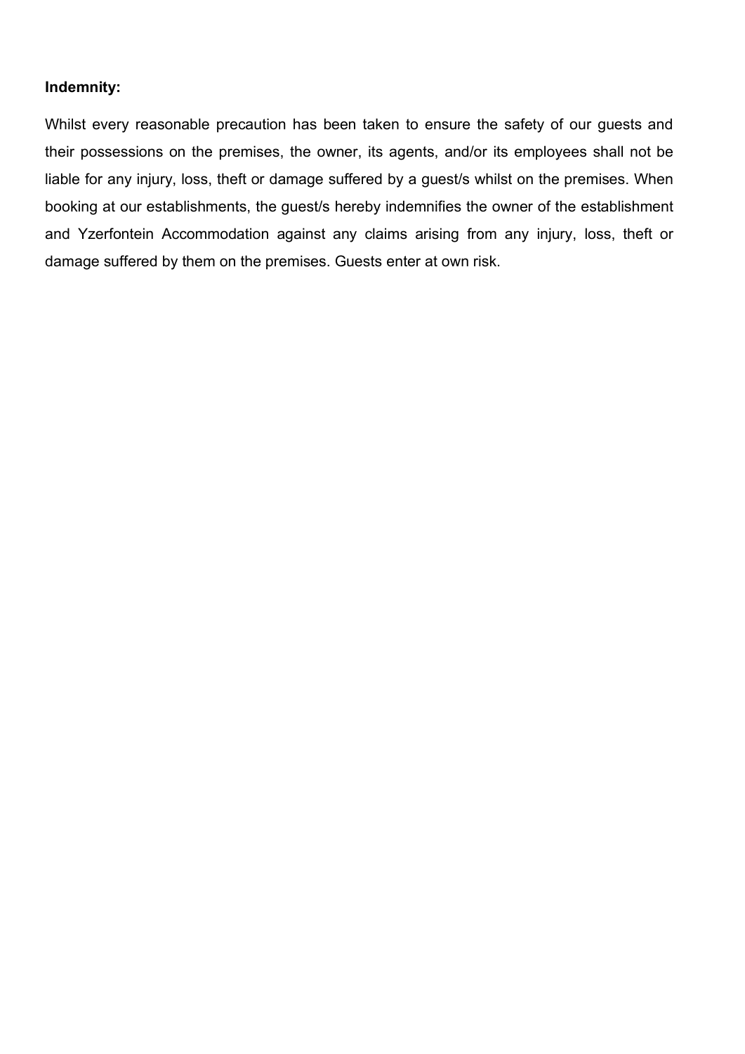**Indemnity:**

Whilst every reasonable precaution has been taken to ensure the safety of our guests and their possessions on the premises, the owner, its agents, and/or its employees shall not be liable for any injury, loss, theft or damage suffered by a guest/s whilst on the premises. When booking at our establishments, the guest/s hereby indemnifies the owner of the establishment and Yzerfontein Accommodation against any claims arising from any injury, loss, theft or damage suffered by them on the premises. Guests enter at own risk.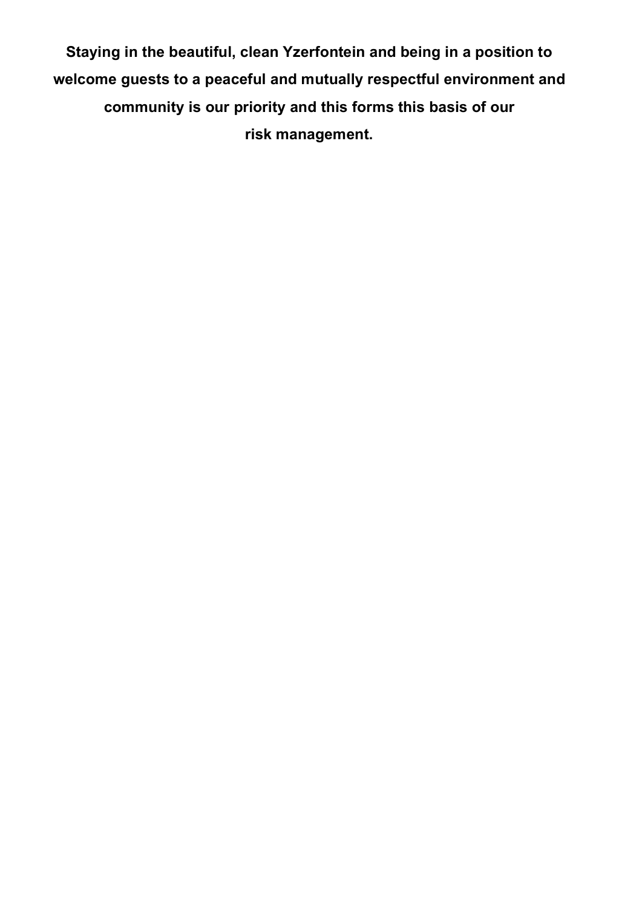**Staying in the beautiful, clean Yzerfontein and being in a position to welcome guests to a peaceful and mutually respectful environment and community is our priority and this forms this basis of our risk management.**